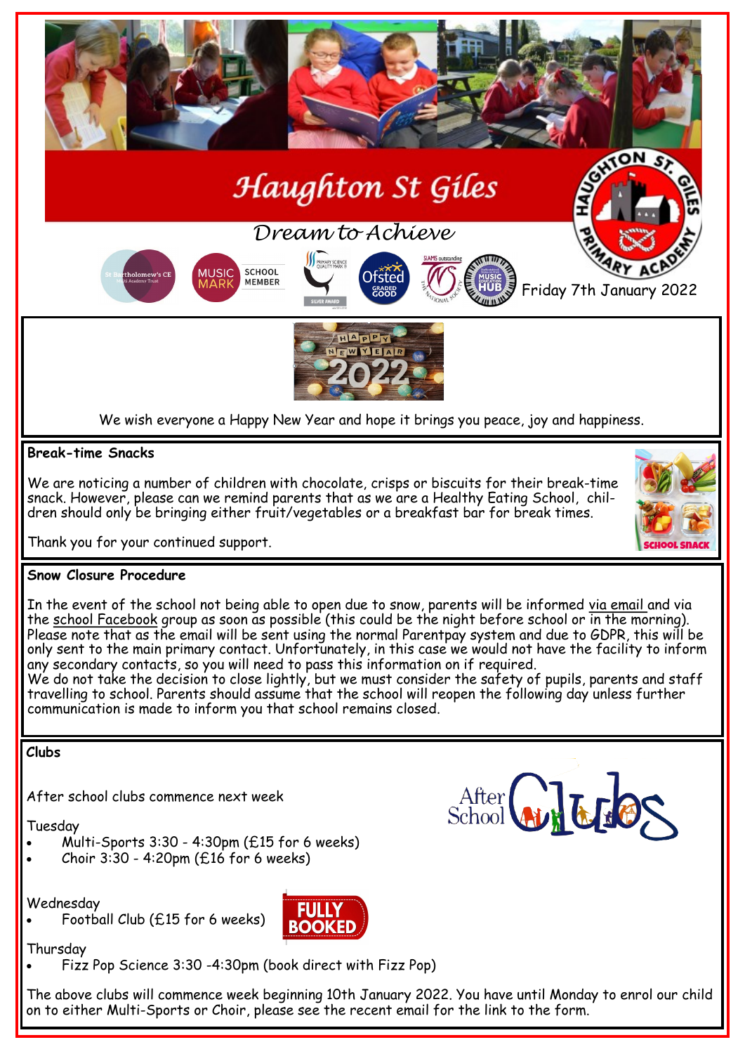# Haughton St Giles

*Dream to Achieve*

Friday 7th January 2022

We wish everyone a Happy New Year and hope it brings you peace, joy and happiness.

## Break-time Snacks

We are noticing a number of children with chocolate, crisps or biscuits for their break-time snack. However, please can we remind parents that as we are a Healthy Eating School, children should only be bringing either fruit/vegetables or a breakfast bar for break times.

Thank you for your continued support.

## Snow Closure Procedure

In the event of the school not being able to open due to snow, parents will be informed via email and via the school Facebook group as soon as possible (this could be the night before school or in the morning). Please note that as the email will be sent using the normal Parentpay system and due to GDPR, this will be only sent to the main primary contact. Unfortunately, in this case we would not have the facility to inform any secondary contacts, so you will need to pass this information on if required.
We do not take the decision to close lightly, but we must consider the safety of pupils, parents and staff travelling to school. Parents should assume that the school will reopen the following day unless further communication is made to inform you that school remains closed.

## Clubs

After school clubs commence next week

Tuesday
- Multi-Sports 3:30 - 4:30pm (£15 for 6 weeks)
- Choir 3:30 - 4:20pm (£16 for 6 weeks)

Wednesday
- Football Club (£15 for 6 weeks) FULLY BOOKED

Thursday
- Fizz Pop Science 3:30 -4:30pm (book direct with Fizz Pop)

The above clubs will commence week beginning 10th January 2022. You have until Monday to enrol our child on to either Multi-Sports or Choir, please see the recent email for the link to the form.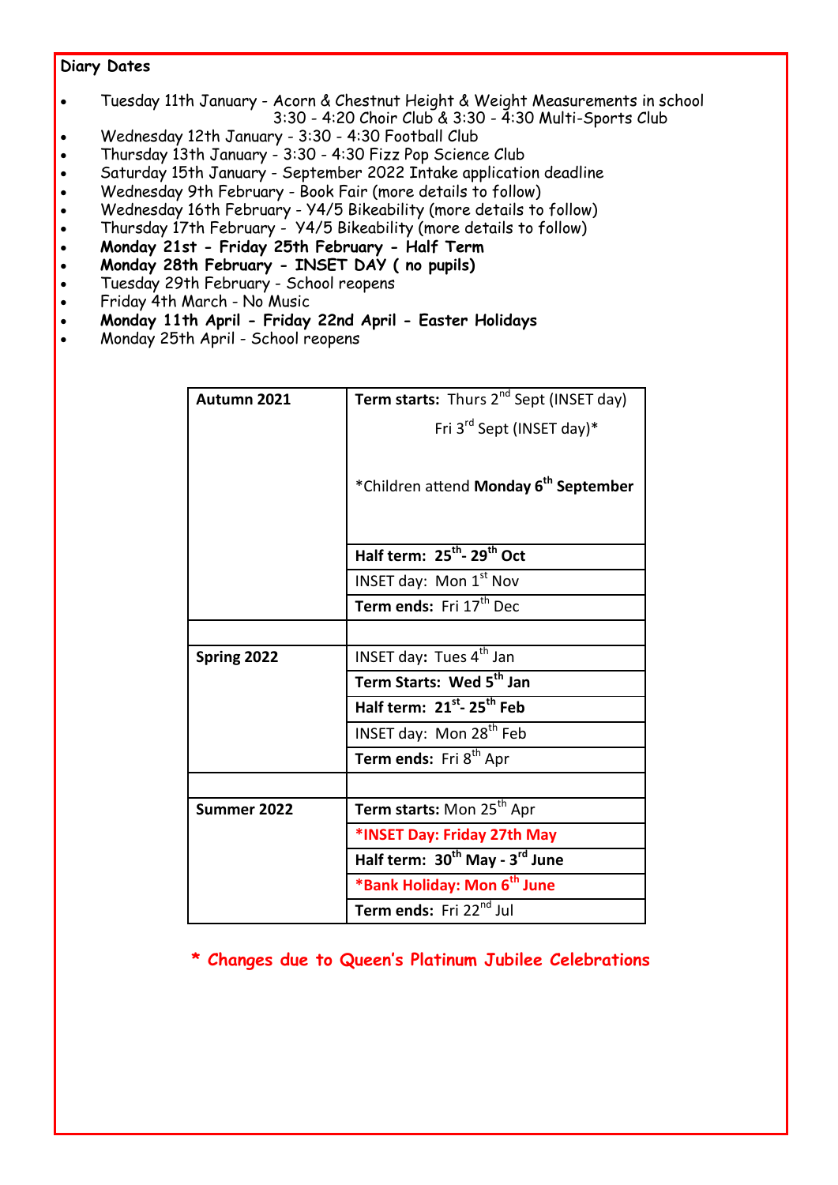**Diary Dates**

- Tuesday 11th January - Acorn & Chestnut Height & Weight Measurements in school
  3:30 - 4:20 Choir Club & 3:30 - 4:30 Multi-Sports Club
- Wednesday 12th January - 3:30 - 4:30 Football Club
- Thursday 13th January - 3:30 - 4:30 Fizz Pop Science Club
- Saturday 15th January - September 2022 Intake application deadline
- Wednesday 9th February - Book Fair (more details to follow)
- Wednesday 16th February - Y4/5 Bikeability (more details to follow)
- Thursday 17th February - Y4/5 Bikeability (more details to follow)
- **Monday 21st - Friday 25th February - Half Term**
- **Monday 28th February - INSET DAY ( no pupils)**
- Tuesday 29th February - School reopens
- Friday 4th March - No Music
- **Monday 11th April - Friday 22nd April - Easter Holidays**
- Monday 25th April - School reopens

| | |
|---|---|
| **Autumn 2021** | **Term starts:** Thurs 2nd Sept (INSET day)<br>Fri 3rd Sept (INSET day)*<br><br>*Children attend **Monday 6th September** |
| | **Half term: 25th- 29th Oct** |
| | INSET day: Mon 1st Nov |
| | **Term ends:** Fri 17th Dec |
| | |
| **Spring 2022** | INSET day: Tues 4th Jan |
| | **Term Starts: Wed 5th Jan** |
| | **Half term: 21st- 25th Feb** |
| | INSET day: Mon 28th Feb |
| | **Term ends:** Fri 8th Apr |
| | |
| **Summer 2022** | **Term starts:** Mon 25th Apr |
| | ***INSET Day: Friday 27th May** |
| | **Half term: 30th May - 3rd June** |
| | ***Bank Holiday: Mon 6th June** |
| | **Term ends:** Fri 22nd Jul |

**\* Changes due to Queen's Platinum Jubilee Celebrations**